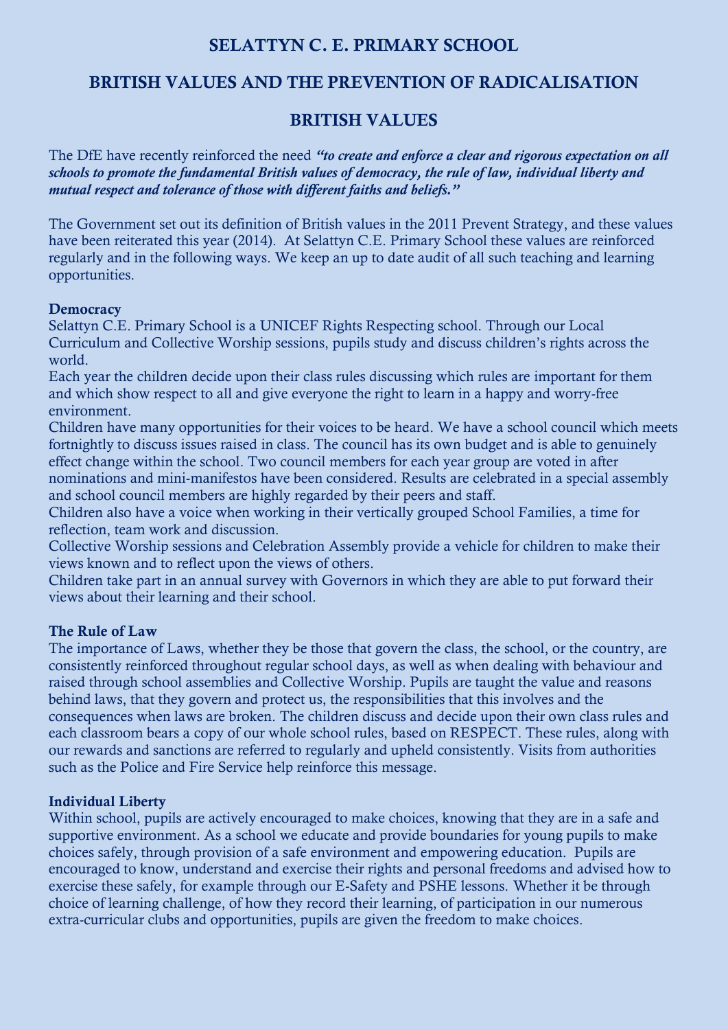# SELATTYN C. E. PRIMARY SCHOOL

## BRITISH VALUES AND THE PREVENTION OF RADICALISATION

## BRITISH VALUES

The DfE have recently reinforced the need ***"to create and enforce a clear and rigorous expectation on all schools to promote the fundamental British values of democracy, the rule of law, individual liberty and mutual respect and tolerance of those with different faiths and beliefs."***

The Government set out its definition of British values in the 2011 Prevent Strategy, and these values have been reiterated this year (2014). At Selattyn C.E. Primary School these values are reinforced regularly and in the following ways. We keep an up to date audit of all such teaching and learning opportunities.

### Democracy

Selattyn C.E. Primary School is a UNICEF Rights Respecting school. Through our Local Curriculum and Collective Worship sessions, pupils study and discuss children's rights across the world.

Each year the children decide upon their class rules discussing which rules are important for them and which show respect to all and give everyone the right to learn in a happy and worry-free environment.

Children have many opportunities for their voices to be heard. We have a school council which meets fortnightly to discuss issues raised in class. The council has its own budget and is able to genuinely effect change within the school. Two council members for each year group are voted in after nominations and mini-manifestos have been considered. Results are celebrated in a special assembly and school council members are highly regarded by their peers and staff.

Children also have a voice when working in their vertically grouped School Families, a time for reflection, team work and discussion.

Collective Worship sessions and Celebration Assembly provide a vehicle for children to make their views known and to reflect upon the views of others.

Children take part in an annual survey with Governors in which they are able to put forward their views about their learning and their school.

### The Rule of Law

The importance of Laws, whether they be those that govern the class, the school, or the country, are consistently reinforced throughout regular school days, as well as when dealing with behaviour and raised through school assemblies and Collective Worship. Pupils are taught the value and reasons behind laws, that they govern and protect us, the responsibilities that this involves and the consequences when laws are broken. The children discuss and decide upon their own class rules and each classroom bears a copy of our whole school rules, based on RESPECT. These rules, along with our rewards and sanctions are referred to regularly and upheld consistently. Visits from authorities such as the Police and Fire Service help reinforce this message.

### Individual Liberty

Within school, pupils are actively encouraged to make choices, knowing that they are in a safe and supportive environment. As a school we educate and provide boundaries for young pupils to make choices safely, through provision of a safe environment and empowering education. Pupils are encouraged to know, understand and exercise their rights and personal freedoms and advised how to exercise these safely, for example through our E-Safety and PSHE lessons. Whether it be through choice of learning challenge, of how they record their learning, of participation in our numerous extra-curricular clubs and opportunities, pupils are given the freedom to make choices.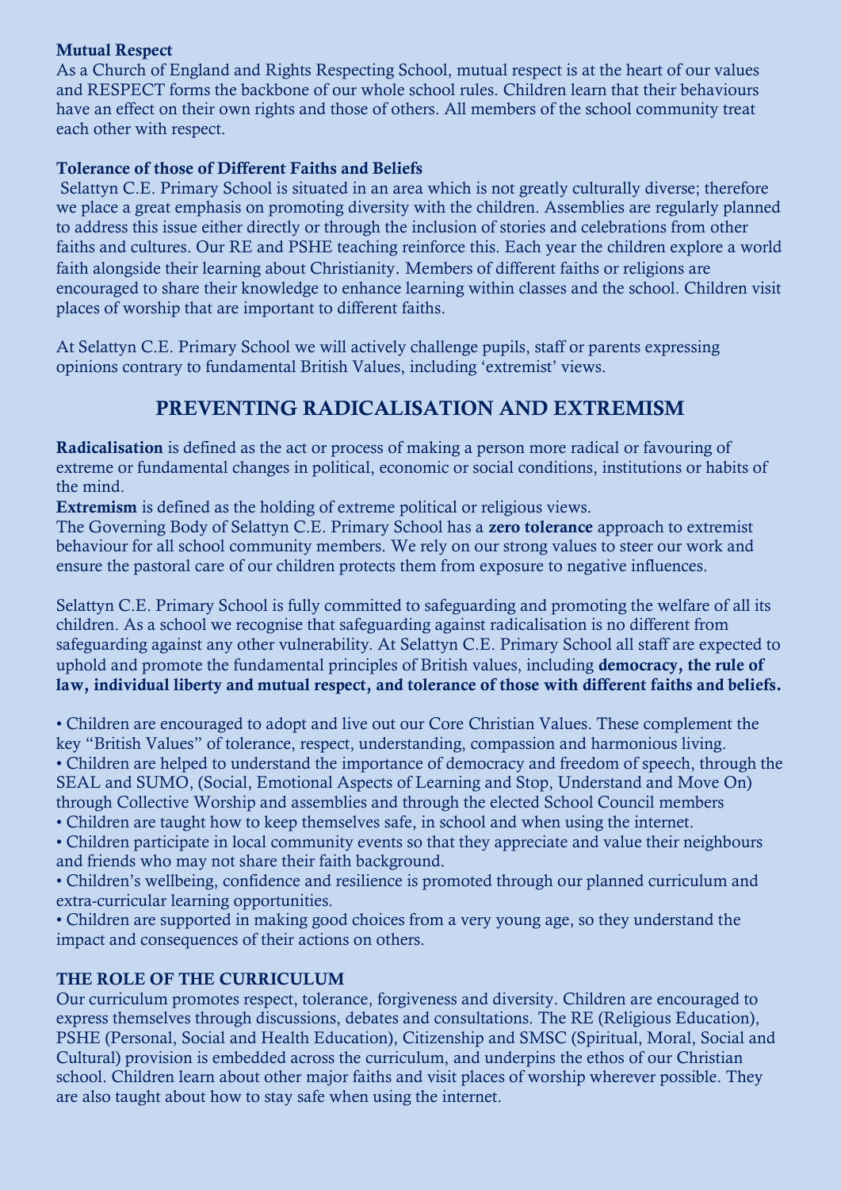**Mutual Respect**

As a Church of England and Rights Respecting School, mutual respect is at the heart of our values and RESPECT forms the backbone of our whole school rules. Children learn that their behaviours have an effect on their own rights and those of others. All members of the school community treat each other with respect.

**Tolerance of those of Different Faiths and Beliefs**

Selattyn C.E. Primary School is situated in an area which is not greatly culturally diverse; therefore we place a great emphasis on promoting diversity with the children. Assemblies are regularly planned to address this issue either directly or through the inclusion of stories and celebrations from other faiths and cultures. Our RE and PSHE teaching reinforce this. Each year the children explore a world faith alongside their learning about Christianity. Members of different faiths or religions are encouraged to share their knowledge to enhance learning within classes and the school. Children visit places of worship that are important to different faiths.

At Selattyn C.E. Primary School we will actively challenge pupils, staff or parents expressing opinions contrary to fundamental British Values, including 'extremist' views.

## PREVENTING RADICALISATION AND EXTREMISM

**Radicalisation** is defined as the act or process of making a person more radical or favouring of extreme or fundamental changes in political, economic or social conditions, institutions or habits of the mind.

**Extremism** is defined as the holding of extreme political or religious views.

The Governing Body of Selattyn C.E. Primary School has a **zero tolerance** approach to extremist behaviour for all school community members. We rely on our strong values to steer our work and ensure the pastoral care of our children protects them from exposure to negative influences.

Selattyn C.E. Primary School is fully committed to safeguarding and promoting the welfare of all its children. As a school we recognise that safeguarding against radicalisation is no different from safeguarding against any other vulnerability. At Selattyn C.E. Primary School all staff are expected to uphold and promote the fundamental principles of British values, including **democracy, the rule of law, individual liberty and mutual respect, and tolerance of those with different faiths and beliefs.**

- Children are encouraged to adopt and live out our Core Christian Values. These complement the key "British Values" of tolerance, respect, understanding, compassion and harmonious living.
- Children are helped to understand the importance of democracy and freedom of speech, through the SEAL and SUMO, (Social, Emotional Aspects of Learning and Stop, Understand and Move On) through Collective Worship and assemblies and through the elected School Council members
- Children are taught how to keep themselves safe, in school and when using the internet.
- Children participate in local community events so that they appreciate and value their neighbours and friends who may not share their faith background.
- Children's wellbeing, confidence and resilience is promoted through our planned curriculum and extra-curricular learning opportunities.
- Children are supported in making good choices from a very young age, so they understand the impact and consequences of their actions on others.

**THE ROLE OF THE CURRICULUM**

Our curriculum promotes respect, tolerance, forgiveness and diversity. Children are encouraged to express themselves through discussions, debates and consultations. The RE (Religious Education), PSHE (Personal, Social and Health Education), Citizenship and SMSC (Spiritual, Moral, Social and Cultural) provision is embedded across the curriculum, and underpins the ethos of our Christian school. Children learn about other major faiths and visit places of worship wherever possible. They are also taught about how to stay safe when using the internet.